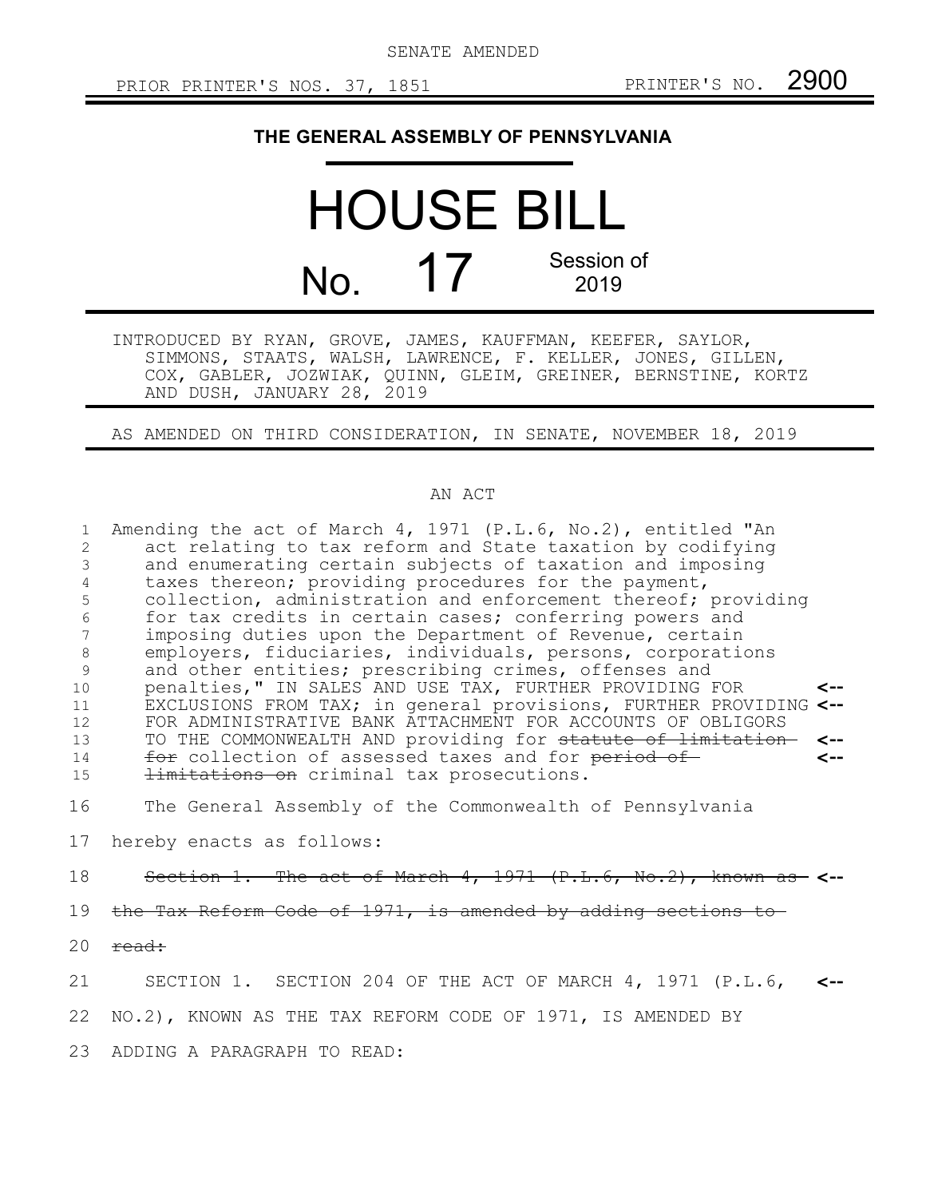SENATE AMENDED

PRIOR PRINTER'S NOS. 37, 1851 PRINTER'S NO. 2900

# THE GENERAL ASSEMBLY OF PENNSYLVANIA

# HOUSE BILL

# No. 17

Session of 2019

INTRODUCED BY RYAN, GROVE, JAMES, KAUFFMAN, KEEFER, SAYLOR, SIMMONS, STAATS, WALSH, LAWRENCE, F. KELLER, JONES, GILLEN, COX, GABLER, JOZWIAK, QUINN, GLEIM, GREINER, BERNSTINE, KORTZ AND DUSH, JANUARY 28, 2019

AS AMENDED ON THIRD CONSIDERATION, IN SENATE, NOVEMBER 18, 2019

AN ACT

Amending the act of March 4, 1971 (P.L.6, No.2), entitled "An act relating to tax reform and State taxation by codifying and enumerating certain subjects of taxation and imposing taxes thereon; providing procedures for the payment, collection, administration and enforcement thereof; providing for tax credits in certain cases; conferring powers and imposing duties upon the Department of Revenue, certain employers, fiduciaries, individuals, persons, corporations and other entities; prescribing crimes, offenses and penalties," IN SALES AND USE TAX, FURTHER PROVIDING FOR EXCLUSIONS FROM TAX; in general provisions, FURTHER PROVIDING FOR ADMINISTRATIVE BANK ATTACHMENT FOR ACCOUNTS OF OBLIGORS TO THE COMMONWEALTH AND providing for ~~statute of limitation for~~ collection of assessed taxes and for ~~period of limitations on~~ criminal tax prosecutions.

The General Assembly of the Commonwealth of Pennsylvania hereby enacts as follows:

~~Section 1. The act of March 4, 1971 (P.L.6, No.2), known as the Tax Reform Code of 1971, is amended by adding sections to read:~~

SECTION 1. SECTION 204 OF THE ACT OF MARCH 4, 1971 (P.L.6, NO.2), KNOWN AS THE TAX REFORM CODE OF 1971, IS AMENDED BY ADDING A PARAGRAPH TO READ: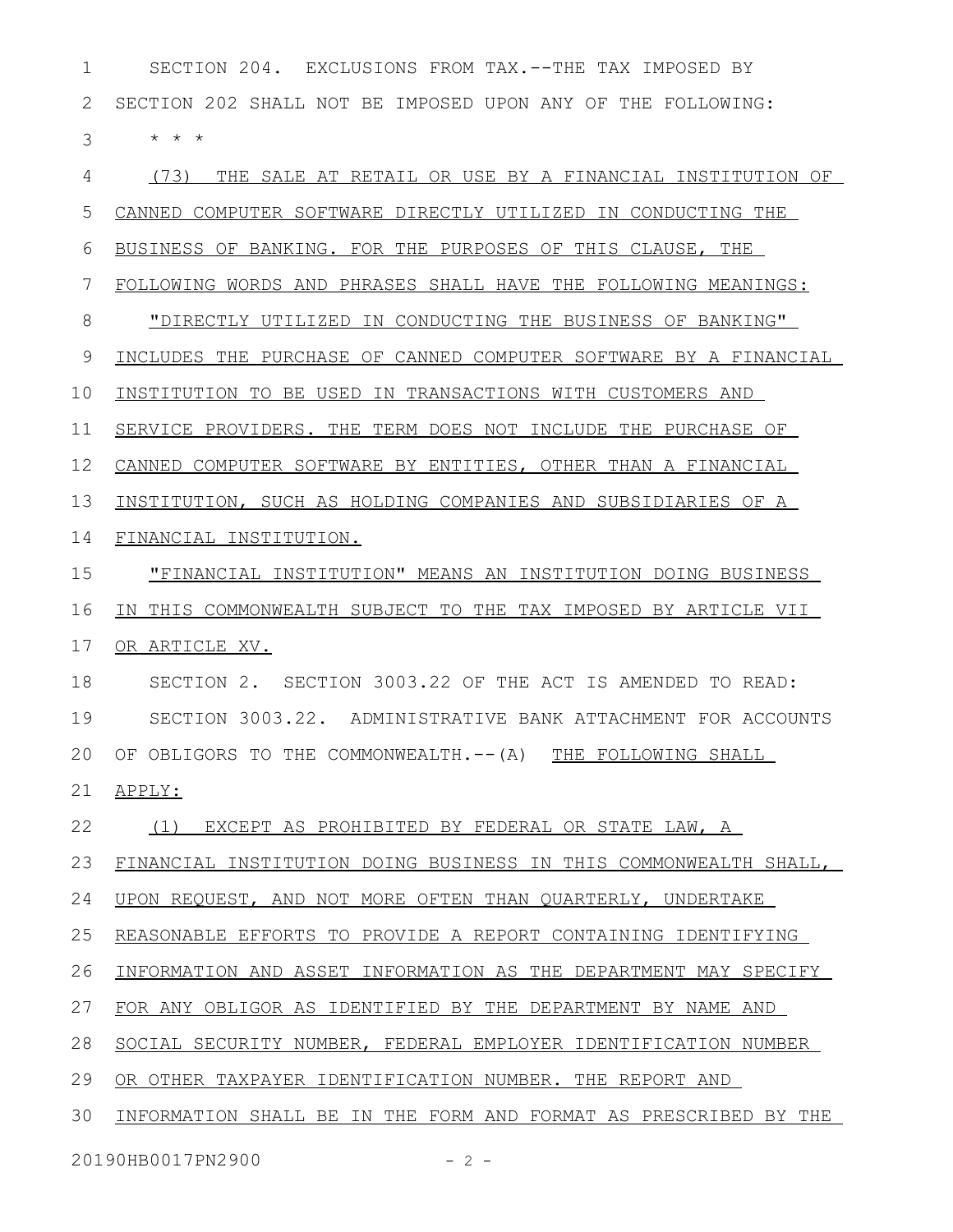SECTION 204. EXCLUSIONS FROM TAX.--THE TAX IMPOSED BY SECTION 202 SHALL NOT BE IMPOSED UPON ANY OF THE FOLLOWING:

* * *

(73) THE SALE AT RETAIL OR USE BY A FINANCIAL INSTITUTION OF CANNED COMPUTER SOFTWARE DIRECTLY UTILIZED IN CONDUCTING THE BUSINESS OF BANKING. FOR THE PURPOSES OF THIS CLAUSE, THE FOLLOWING WORDS AND PHRASES SHALL HAVE THE FOLLOWING MEANINGS:

"DIRECTLY UTILIZED IN CONDUCTING THE BUSINESS OF BANKING" INCLUDES THE PURCHASE OF CANNED COMPUTER SOFTWARE BY A FINANCIAL INSTITUTION TO BE USED IN TRANSACTIONS WITH CUSTOMERS AND SERVICE PROVIDERS. THE TERM DOES NOT INCLUDE THE PURCHASE OF CANNED COMPUTER SOFTWARE BY ENTITIES, OTHER THAN A FINANCIAL INSTITUTION, SUCH AS HOLDING COMPANIES AND SUBSIDIARIES OF A FINANCIAL INSTITUTION.

"FINANCIAL INSTITUTION" MEANS AN INSTITUTION DOING BUSINESS IN THIS COMMONWEALTH SUBJECT TO THE TAX IMPOSED BY ARTICLE VII OR ARTICLE XV.

SECTION 2. SECTION 3003.22 OF THE ACT IS AMENDED TO READ:

SECTION 3003.22. ADMINISTRATIVE BANK ATTACHMENT FOR ACCOUNTS OF OBLIGORS TO THE COMMONWEALTH.--(A) THE FOLLOWING SHALL APPLY:

(1) EXCEPT AS PROHIBITED BY FEDERAL OR STATE LAW, A FINANCIAL INSTITUTION DOING BUSINESS IN THIS COMMONWEALTH SHALL, UPON REQUEST, AND NOT MORE OFTEN THAN QUARTERLY, UNDERTAKE REASONABLE EFFORTS TO PROVIDE A REPORT CONTAINING IDENTIFYING INFORMATION AND ASSET INFORMATION AS THE DEPARTMENT MAY SPECIFY FOR ANY OBLIGOR AS IDENTIFIED BY THE DEPARTMENT BY NAME AND SOCIAL SECURITY NUMBER, FEDERAL EMPLOYER IDENTIFICATION NUMBER OR OTHER TAXPAYER IDENTIFICATION NUMBER. THE REPORT AND INFORMATION SHALL BE IN THE FORM AND FORMAT AS PRESCRIBED BY THE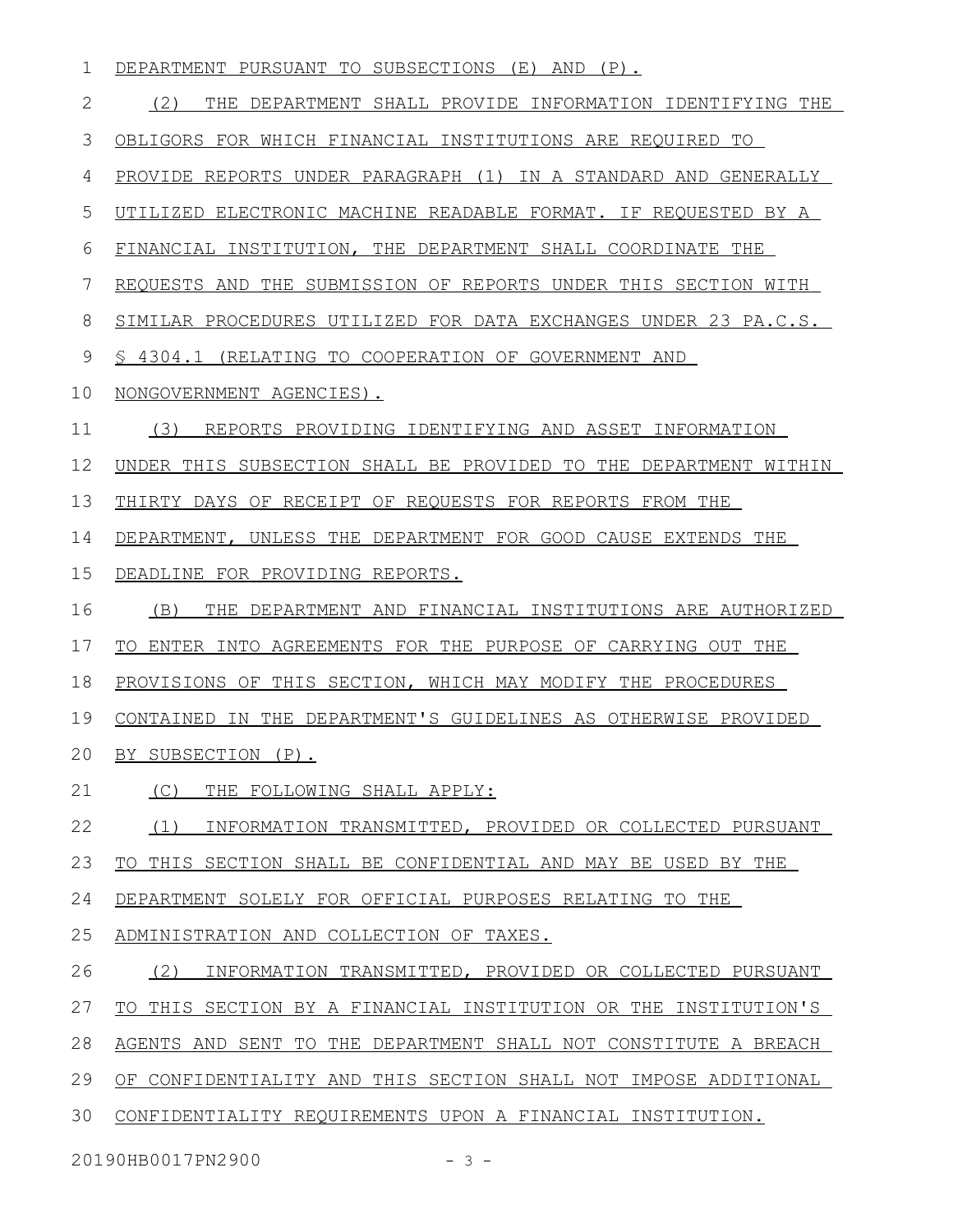DEPARTMENT PURSUANT TO SUBSECTIONS (E) AND (P).

(2) THE DEPARTMENT SHALL PROVIDE INFORMATION IDENTIFYING THE OBLIGORS FOR WHICH FINANCIAL INSTITUTIONS ARE REQUIRED TO PROVIDE REPORTS UNDER PARAGRAPH (1) IN A STANDARD AND GENERALLY UTILIZED ELECTRONIC MACHINE READABLE FORMAT. IF REQUESTED BY A FINANCIAL INSTITUTION, THE DEPARTMENT SHALL COORDINATE THE REQUESTS AND THE SUBMISSION OF REPORTS UNDER THIS SECTION WITH SIMILAR PROCEDURES UTILIZED FOR DATA EXCHANGES UNDER 23 PA.C.S. § 4304.1 (RELATING TO COOPERATION OF GOVERNMENT AND NONGOVERNMENT AGENCIES).

(3) REPORTS PROVIDING IDENTIFYING AND ASSET INFORMATION UNDER THIS SUBSECTION SHALL BE PROVIDED TO THE DEPARTMENT WITHIN THIRTY DAYS OF RECEIPT OF REQUESTS FOR REPORTS FROM THE DEPARTMENT, UNLESS THE DEPARTMENT FOR GOOD CAUSE EXTENDS THE DEADLINE FOR PROVIDING REPORTS.

(B) THE DEPARTMENT AND FINANCIAL INSTITUTIONS ARE AUTHORIZED TO ENTER INTO AGREEMENTS FOR THE PURPOSE OF CARRYING OUT THE PROVISIONS OF THIS SECTION, WHICH MAY MODIFY THE PROCEDURES CONTAINED IN THE DEPARTMENT'S GUIDELINES AS OTHERWISE PROVIDED BY SUBSECTION (P).

(C) THE FOLLOWING SHALL APPLY:

(1) INFORMATION TRANSMITTED, PROVIDED OR COLLECTED PURSUANT TO THIS SECTION SHALL BE CONFIDENTIAL AND MAY BE USED BY THE DEPARTMENT SOLELY FOR OFFICIAL PURPOSES RELATING TO THE ADMINISTRATION AND COLLECTION OF TAXES.

(2) INFORMATION TRANSMITTED, PROVIDED OR COLLECTED PURSUANT TO THIS SECTION BY A FINANCIAL INSTITUTION OR THE INSTITUTION'S AGENTS AND SENT TO THE DEPARTMENT SHALL NOT CONSTITUTE A BREACH OF CONFIDENTIALITY AND THIS SECTION SHALL NOT IMPOSE ADDITIONAL CONFIDENTIALITY REQUIREMENTS UPON A FINANCIAL INSTITUTION.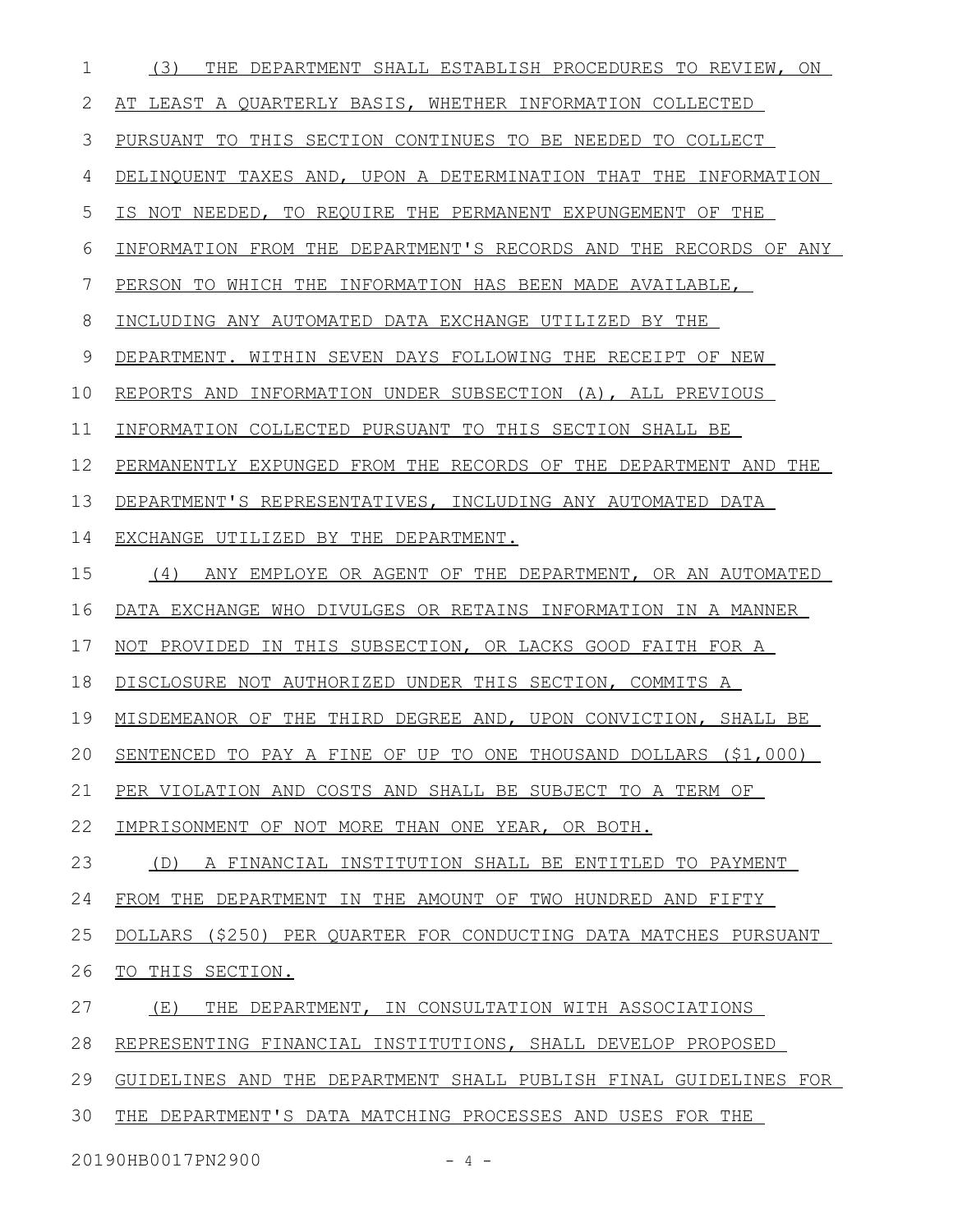(3) THE DEPARTMENT SHALL ESTABLISH PROCEDURES TO REVIEW, ON AT LEAST A QUARTERLY BASIS, WHETHER INFORMATION COLLECTED PURSUANT TO THIS SECTION CONTINUES TO BE NEEDED TO COLLECT DELINQUENT TAXES AND, UPON A DETERMINATION THAT THE INFORMATION IS NOT NEEDED, TO REQUIRE THE PERMANENT EXPUNGEMENT OF THE INFORMATION FROM THE DEPARTMENT'S RECORDS AND THE RECORDS OF ANY PERSON TO WHICH THE INFORMATION HAS BEEN MADE AVAILABLE, INCLUDING ANY AUTOMATED DATA EXCHANGE UTILIZED BY THE DEPARTMENT. WITHIN SEVEN DAYS FOLLOWING THE RECEIPT OF NEW REPORTS AND INFORMATION UNDER SUBSECTION (A), ALL PREVIOUS INFORMATION COLLECTED PURSUANT TO THIS SECTION SHALL BE PERMANENTLY EXPUNGED FROM THE RECORDS OF THE DEPARTMENT AND THE DEPARTMENT'S REPRESENTATIVES, INCLUDING ANY AUTOMATED DATA EXCHANGE UTILIZED BY THE DEPARTMENT.

(4) ANY EMPLOYE OR AGENT OF THE DEPARTMENT, OR AN AUTOMATED DATA EXCHANGE WHO DIVULGES OR RETAINS INFORMATION IN A MANNER NOT PROVIDED IN THIS SUBSECTION, OR LACKS GOOD FAITH FOR A DISCLOSURE NOT AUTHORIZED UNDER THIS SECTION, COMMITS A MISDEMEANOR OF THE THIRD DEGREE AND, UPON CONVICTION, SHALL BE SENTENCED TO PAY A FINE OF UP TO ONE THOUSAND DOLLARS ($1,000) PER VIOLATION AND COSTS AND SHALL BE SUBJECT TO A TERM OF IMPRISONMENT OF NOT MORE THAN ONE YEAR, OR BOTH.

(D) A FINANCIAL INSTITUTION SHALL BE ENTITLED TO PAYMENT FROM THE DEPARTMENT IN THE AMOUNT OF TWO HUNDRED AND FIFTY DOLLARS ($250) PER QUARTER FOR CONDUCTING DATA MATCHES PURSUANT TO THIS SECTION.

(E) THE DEPARTMENT, IN CONSULTATION WITH ASSOCIATIONS REPRESENTING FINANCIAL INSTITUTIONS, SHALL DEVELOP PROPOSED GUIDELINES AND THE DEPARTMENT SHALL PUBLISH FINAL GUIDELINES FOR THE DEPARTMENT'S DATA MATCHING PROCESSES AND USES FOR THE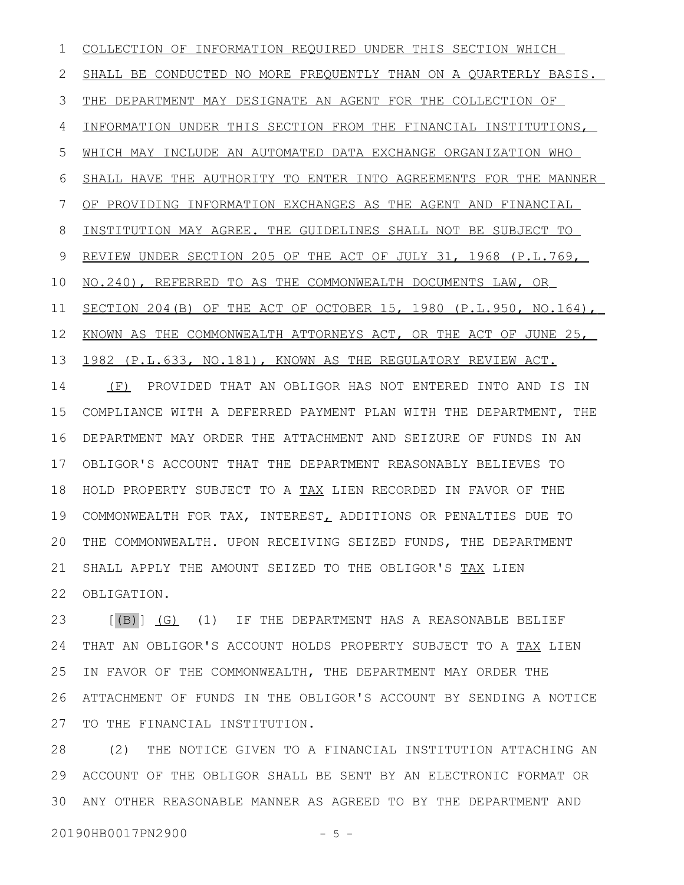COLLECTION OF INFORMATION REQUIRED UNDER THIS SECTION WHICH SHALL BE CONDUCTED NO MORE FREQUENTLY THAN ON A QUARTERLY BASIS. THE DEPARTMENT MAY DESIGNATE AN AGENT FOR THE COLLECTION OF INFORMATION UNDER THIS SECTION FROM THE FINANCIAL INSTITUTIONS, WHICH MAY INCLUDE AN AUTOMATED DATA EXCHANGE ORGANIZATION WHO SHALL HAVE THE AUTHORITY TO ENTER INTO AGREEMENTS FOR THE MANNER OF PROVIDING INFORMATION EXCHANGES AS THE AGENT AND FINANCIAL INSTITUTION MAY AGREE. THE GUIDELINES SHALL NOT BE SUBJECT TO REVIEW UNDER SECTION 205 OF THE ACT OF JULY 31, 1968 (P.L.769, NO.240), REFERRED TO AS THE COMMONWEALTH DOCUMENTS LAW, OR SECTION 204(B) OF THE ACT OF OCTOBER 15, 1980 (P.L.950, NO.164), KNOWN AS THE COMMONWEALTH ATTORNEYS ACT, OR THE ACT OF JUNE 25, 1982 (P.L.633, NO.181), KNOWN AS THE REGULATORY REVIEW ACT.

(F) PROVIDED THAT AN OBLIGOR HAS NOT ENTERED INTO AND IS IN COMPLIANCE WITH A DEFERRED PAYMENT PLAN WITH THE DEPARTMENT, THE DEPARTMENT MAY ORDER THE ATTACHMENT AND SEIZURE OF FUNDS IN AN OBLIGOR'S ACCOUNT THAT THE DEPARTMENT REASONABLY BELIEVES TO HOLD PROPERTY SUBJECT TO A TAX LIEN RECORDED IN FAVOR OF THE COMMONWEALTH FOR TAX, INTEREST, ADDITIONS OR PENALTIES DUE TO THE COMMONWEALTH. UPON RECEIVING SEIZED FUNDS, THE DEPARTMENT SHALL APPLY THE AMOUNT SEIZED TO THE OBLIGOR'S TAX LIEN OBLIGATION.

[(B)] (G) (1) IF THE DEPARTMENT HAS A REASONABLE BELIEF THAT AN OBLIGOR'S ACCOUNT HOLDS PROPERTY SUBJECT TO A TAX LIEN IN FAVOR OF THE COMMONWEALTH, THE DEPARTMENT MAY ORDER THE ATTACHMENT OF FUNDS IN THE OBLIGOR'S ACCOUNT BY SENDING A NOTICE TO THE FINANCIAL INSTITUTION.

(2) THE NOTICE GIVEN TO A FINANCIAL INSTITUTION ATTACHING AN ACCOUNT OF THE OBLIGOR SHALL BE SENT BY AN ELECTRONIC FORMAT OR ANY OTHER REASONABLE MANNER AS AGREED TO BY THE DEPARTMENT AND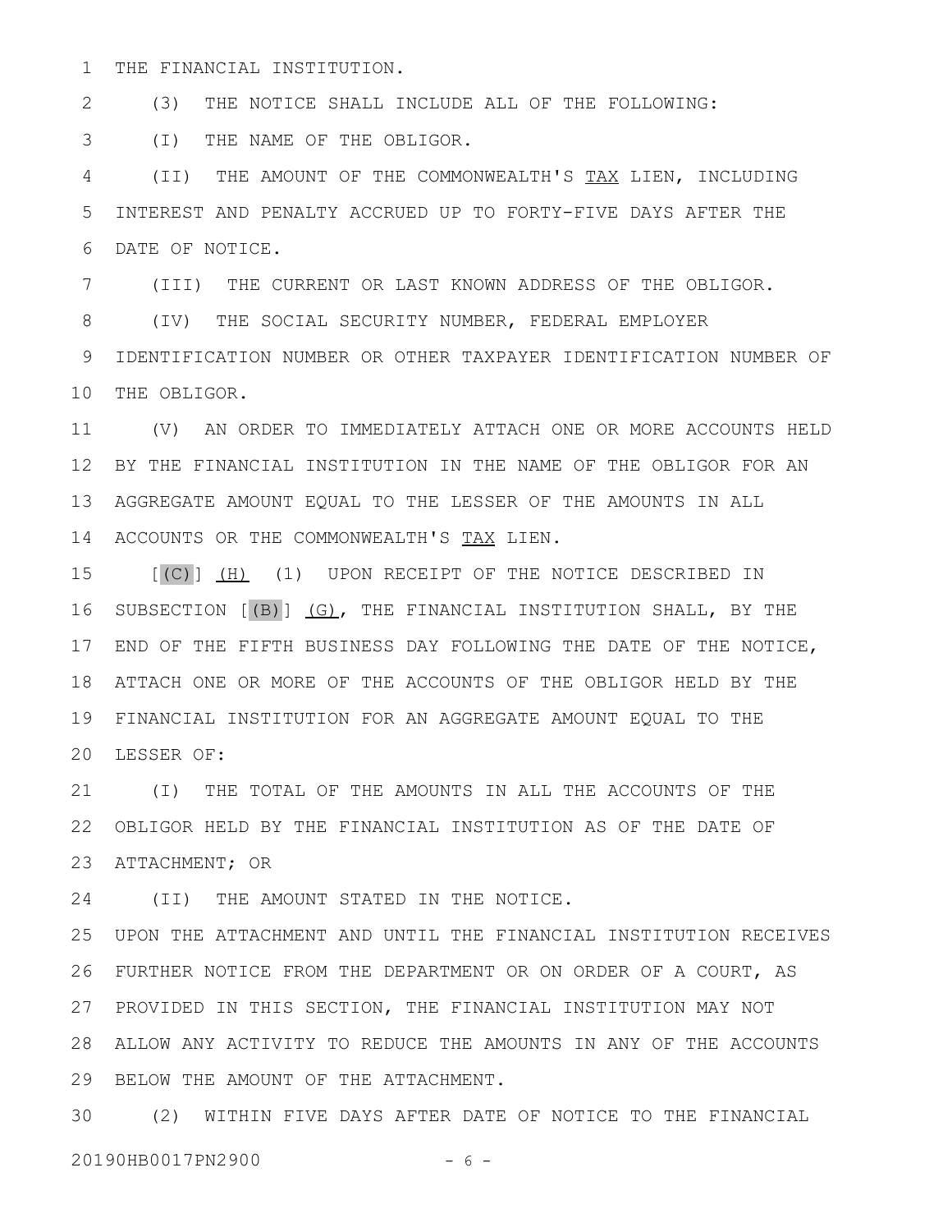THE FINANCIAL INSTITUTION.

(3) THE NOTICE SHALL INCLUDE ALL OF THE FOLLOWING:

(I) THE NAME OF THE OBLIGOR.

(II) THE AMOUNT OF THE COMMONWEALTH'S TAX LIEN, INCLUDING INTEREST AND PENALTY ACCRUED UP TO FORTY-FIVE DAYS AFTER THE DATE OF NOTICE.

(III) THE CURRENT OR LAST KNOWN ADDRESS OF THE OBLIGOR.

(IV) THE SOCIAL SECURITY NUMBER, FEDERAL EMPLOYER IDENTIFICATION NUMBER OR OTHER TAXPAYER IDENTIFICATION NUMBER OF THE OBLIGOR.

(V) AN ORDER TO IMMEDIATELY ATTACH ONE OR MORE ACCOUNTS HELD BY THE FINANCIAL INSTITUTION IN THE NAME OF THE OBLIGOR FOR AN AGGREGATE AMOUNT EQUAL TO THE LESSER OF THE AMOUNTS IN ALL ACCOUNTS OR THE COMMONWEALTH'S TAX LIEN.

[(C)] (H) (1) UPON RECEIPT OF THE NOTICE DESCRIBED IN SUBSECTION [(B)] (G), THE FINANCIAL INSTITUTION SHALL, BY THE END OF THE FIFTH BUSINESS DAY FOLLOWING THE DATE OF THE NOTICE, ATTACH ONE OR MORE OF THE ACCOUNTS OF THE OBLIGOR HELD BY THE FINANCIAL INSTITUTION FOR AN AGGREGATE AMOUNT EQUAL TO THE LESSER OF:

(I) THE TOTAL OF THE AMOUNTS IN ALL THE ACCOUNTS OF THE OBLIGOR HELD BY THE FINANCIAL INSTITUTION AS OF THE DATE OF ATTACHMENT; OR

(II) THE AMOUNT STATED IN THE NOTICE.

UPON THE ATTACHMENT AND UNTIL THE FINANCIAL INSTITUTION RECEIVES FURTHER NOTICE FROM THE DEPARTMENT OR ON ORDER OF A COURT, AS PROVIDED IN THIS SECTION, THE FINANCIAL INSTITUTION MAY NOT ALLOW ANY ACTIVITY TO REDUCE THE AMOUNTS IN ANY OF THE ACCOUNTS BELOW THE AMOUNT OF THE ATTACHMENT.

(2) WITHIN FIVE DAYS AFTER DATE OF NOTICE TO THE FINANCIAL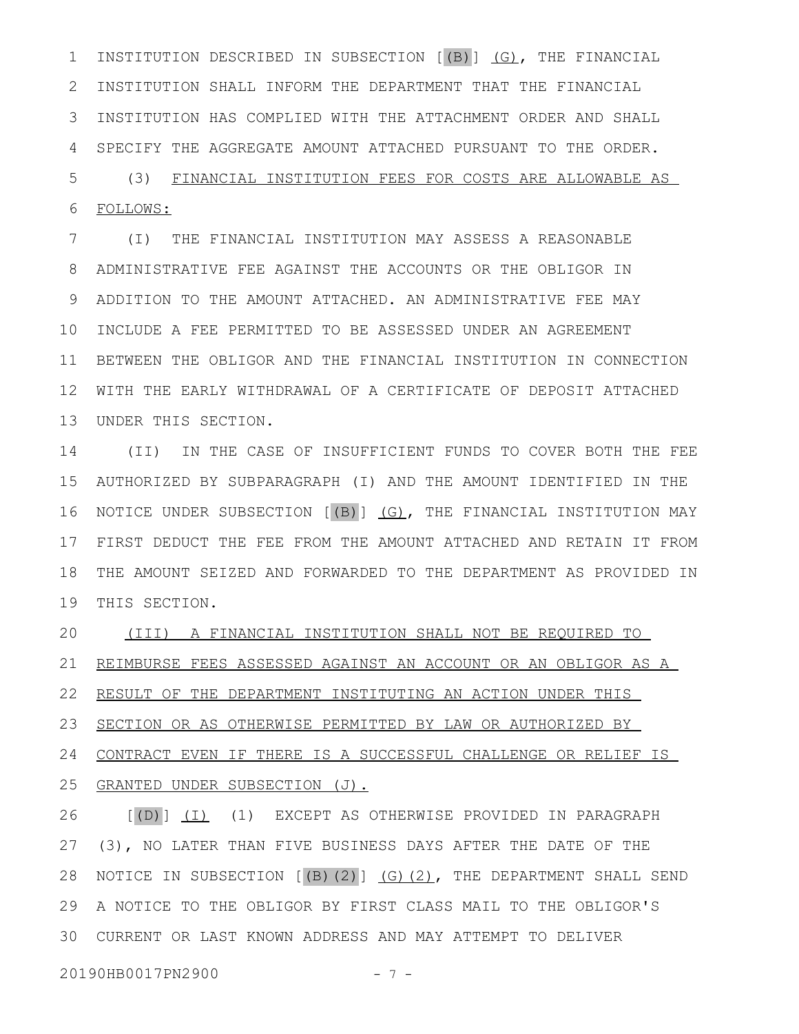INSTITUTION DESCRIBED IN SUBSECTION [(B)] <u>(G)</u>, THE FINANCIAL INSTITUTION SHALL INFORM THE DEPARTMENT THAT THE FINANCIAL INSTITUTION HAS COMPLIED WITH THE ATTACHMENT ORDER AND SHALL SPECIFY THE AGGREGATE AMOUNT ATTACHED PURSUANT TO THE ORDER.

(3) <u>FINANCIAL INSTITUTION FEES FOR COSTS ARE ALLOWABLE AS FOLLOWS:</u>

(I) THE FINANCIAL INSTITUTION MAY ASSESS A REASONABLE ADMINISTRATIVE FEE AGAINST THE ACCOUNTS OR THE OBLIGOR IN ADDITION TO THE AMOUNT ATTACHED. AN ADMINISTRATIVE FEE MAY INCLUDE A FEE PERMITTED TO BE ASSESSED UNDER AN AGREEMENT BETWEEN THE OBLIGOR AND THE FINANCIAL INSTITUTION IN CONNECTION WITH THE EARLY WITHDRAWAL OF A CERTIFICATE OF DEPOSIT ATTACHED UNDER THIS SECTION.

(II) IN THE CASE OF INSUFFICIENT FUNDS TO COVER BOTH THE FEE AUTHORIZED BY SUBPARAGRAPH (I) AND THE AMOUNT IDENTIFIED IN THE NOTICE UNDER SUBSECTION [(B)] <u>(G)</u>, THE FINANCIAL INSTITUTION MAY FIRST DEDUCT THE FEE FROM THE AMOUNT ATTACHED AND RETAIN IT FROM THE AMOUNT SEIZED AND FORWARDED TO THE DEPARTMENT AS PROVIDED IN THIS SECTION.

<u>(III) A FINANCIAL INSTITUTION SHALL NOT BE REQUIRED TO REIMBURSE FEES ASSESSED AGAINST AN ACCOUNT OR AN OBLIGOR AS A RESULT OF THE DEPARTMENT INSTITUTING AN ACTION UNDER THIS SECTION OR AS OTHERWISE PERMITTED BY LAW OR AUTHORIZED BY CONTRACT EVEN IF THERE IS A SUCCESSFUL CHALLENGE OR RELIEF IS GRANTED UNDER SUBSECTION (J).</u>

[(D)] <u>(I)</u> (1) EXCEPT AS OTHERWISE PROVIDED IN PARAGRAPH (3), NO LATER THAN FIVE BUSINESS DAYS AFTER THE DATE OF THE NOTICE IN SUBSECTION [(B)(2)] <u>(G)(2)</u>, THE DEPARTMENT SHALL SEND A NOTICE TO THE OBLIGOR BY FIRST CLASS MAIL TO THE OBLIGOR'S CURRENT OR LAST KNOWN ADDRESS AND MAY ATTEMPT TO DELIVER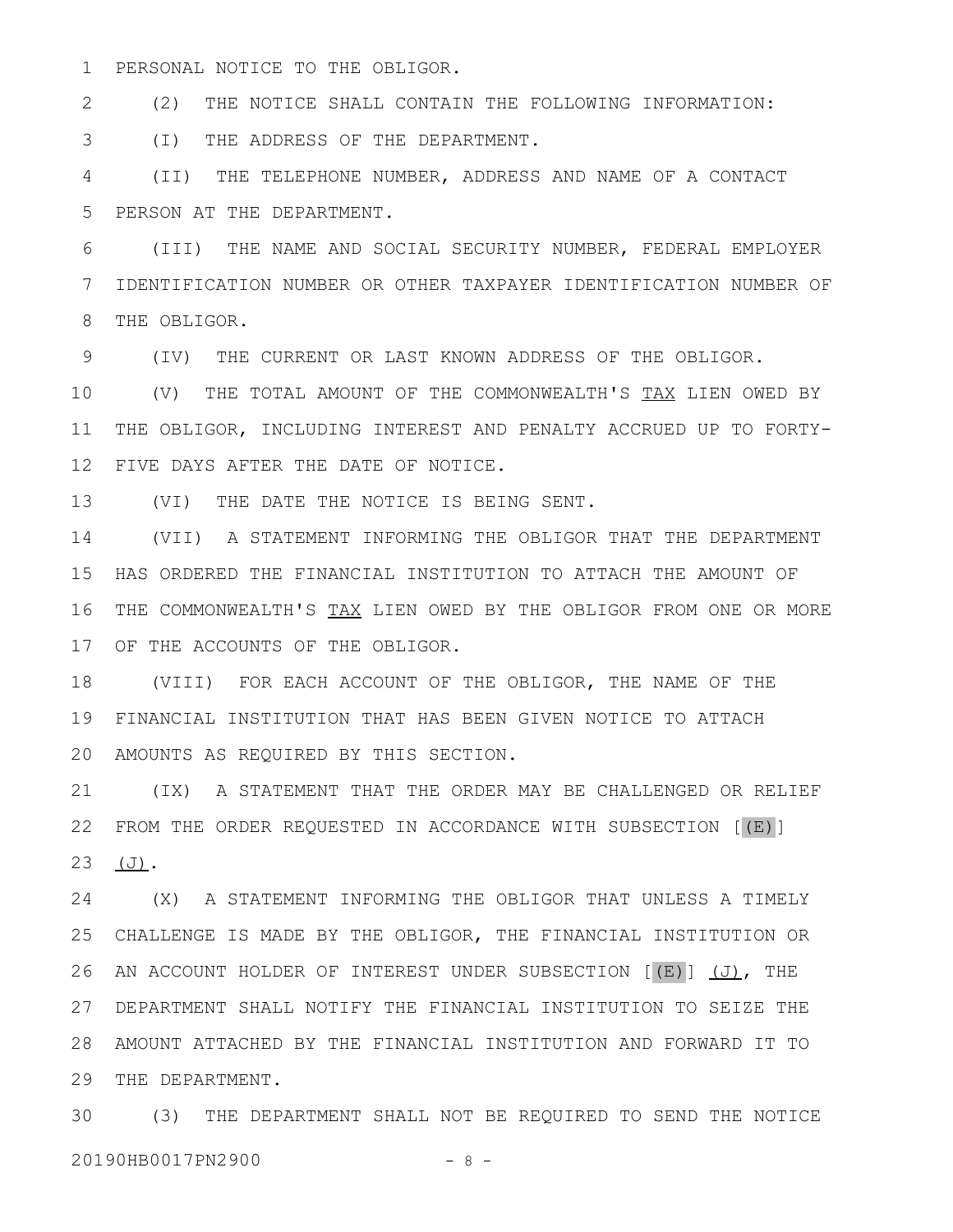PERSONAL NOTICE TO THE OBLIGOR.

(2) THE NOTICE SHALL CONTAIN THE FOLLOWING INFORMATION:

(I) THE ADDRESS OF THE DEPARTMENT.

(II) THE TELEPHONE NUMBER, ADDRESS AND NAME OF A CONTACT PERSON AT THE DEPARTMENT.

(III) THE NAME AND SOCIAL SECURITY NUMBER, FEDERAL EMPLOYER IDENTIFICATION NUMBER OR OTHER TAXPAYER IDENTIFICATION NUMBER OF THE OBLIGOR.

(IV) THE CURRENT OR LAST KNOWN ADDRESS OF THE OBLIGOR.

(V) THE TOTAL AMOUNT OF THE COMMONWEALTH'S TAX LIEN OWED BY THE OBLIGOR, INCLUDING INTEREST AND PENALTY ACCRUED UP TO FORTY-FIVE DAYS AFTER THE DATE OF NOTICE.

(VI) THE DATE THE NOTICE IS BEING SENT.

(VII) A STATEMENT INFORMING THE OBLIGOR THAT THE DEPARTMENT HAS ORDERED THE FINANCIAL INSTITUTION TO ATTACH THE AMOUNT OF THE COMMONWEALTH'S TAX LIEN OWED BY THE OBLIGOR FROM ONE OR MORE OF THE ACCOUNTS OF THE OBLIGOR.

(VIII) FOR EACH ACCOUNT OF THE OBLIGOR, THE NAME OF THE FINANCIAL INSTITUTION THAT HAS BEEN GIVEN NOTICE TO ATTACH AMOUNTS AS REQUIRED BY THIS SECTION.

(IX) A STATEMENT THAT THE ORDER MAY BE CHALLENGED OR RELIEF FROM THE ORDER REQUESTED IN ACCORDANCE WITH SUBSECTION [(E)] (J).

(X) A STATEMENT INFORMING THE OBLIGOR THAT UNLESS A TIMELY CHALLENGE IS MADE BY THE OBLIGOR, THE FINANCIAL INSTITUTION OR AN ACCOUNT HOLDER OF INTEREST UNDER SUBSECTION [(E)] (J), THE DEPARTMENT SHALL NOTIFY THE FINANCIAL INSTITUTION TO SEIZE THE AMOUNT ATTACHED BY THE FINANCIAL INSTITUTION AND FORWARD IT TO THE DEPARTMENT.

(3) THE DEPARTMENT SHALL NOT BE REQUIRED TO SEND THE NOTICE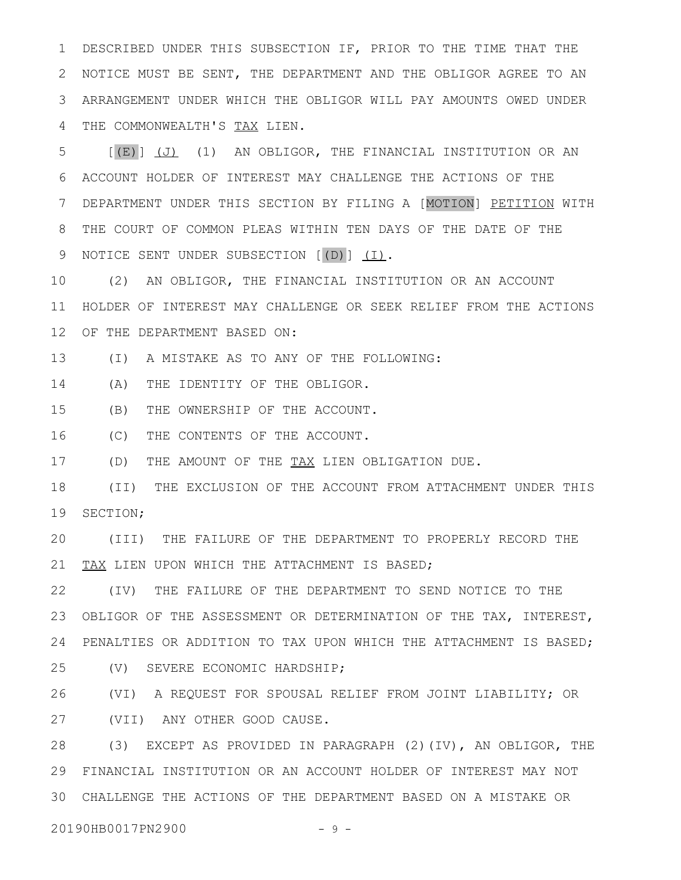DESCRIBED UNDER THIS SUBSECTION IF, PRIOR TO THE TIME THAT THE NOTICE MUST BE SENT, THE DEPARTMENT AND THE OBLIGOR AGREE TO AN ARRANGEMENT UNDER WHICH THE OBLIGOR WILL PAY AMOUNTS OWED UNDER THE COMMONWEALTH'S TAX LIEN.

[(E)] (J) (1) AN OBLIGOR, THE FINANCIAL INSTITUTION OR AN ACCOUNT HOLDER OF INTEREST MAY CHALLENGE THE ACTIONS OF THE DEPARTMENT UNDER THIS SECTION BY FILING A [MOTION] PETITION WITH THE COURT OF COMMON PLEAS WITHIN TEN DAYS OF THE DATE OF THE NOTICE SENT UNDER SUBSECTION [(D)] (I).

(2) AN OBLIGOR, THE FINANCIAL INSTITUTION OR AN ACCOUNT HOLDER OF INTEREST MAY CHALLENGE OR SEEK RELIEF FROM THE ACTIONS OF THE DEPARTMENT BASED ON:

(I) A MISTAKE AS TO ANY OF THE FOLLOWING:

(A) THE IDENTITY OF THE OBLIGOR.

(B) THE OWNERSHIP OF THE ACCOUNT.

(C) THE CONTENTS OF THE ACCOUNT.

(D) THE AMOUNT OF THE TAX LIEN OBLIGATION DUE.

(II) THE EXCLUSION OF THE ACCOUNT FROM ATTACHMENT UNDER THIS SECTION;

(III) THE FAILURE OF THE DEPARTMENT TO PROPERLY RECORD THE TAX LIEN UPON WHICH THE ATTACHMENT IS BASED;

(IV) THE FAILURE OF THE DEPARTMENT TO SEND NOTICE TO THE OBLIGOR OF THE ASSESSMENT OR DETERMINATION OF THE TAX, INTEREST, PENALTIES OR ADDITION TO TAX UPON WHICH THE ATTACHMENT IS BASED;

(V) SEVERE ECONOMIC HARDSHIP;

(VI) A REQUEST FOR SPOUSAL RELIEF FROM JOINT LIABILITY; OR

(VII) ANY OTHER GOOD CAUSE.

(3) EXCEPT AS PROVIDED IN PARAGRAPH (2)(IV), AN OBLIGOR, THE FINANCIAL INSTITUTION OR AN ACCOUNT HOLDER OF INTEREST MAY NOT CHALLENGE THE ACTIONS OF THE DEPARTMENT BASED ON A MISTAKE OR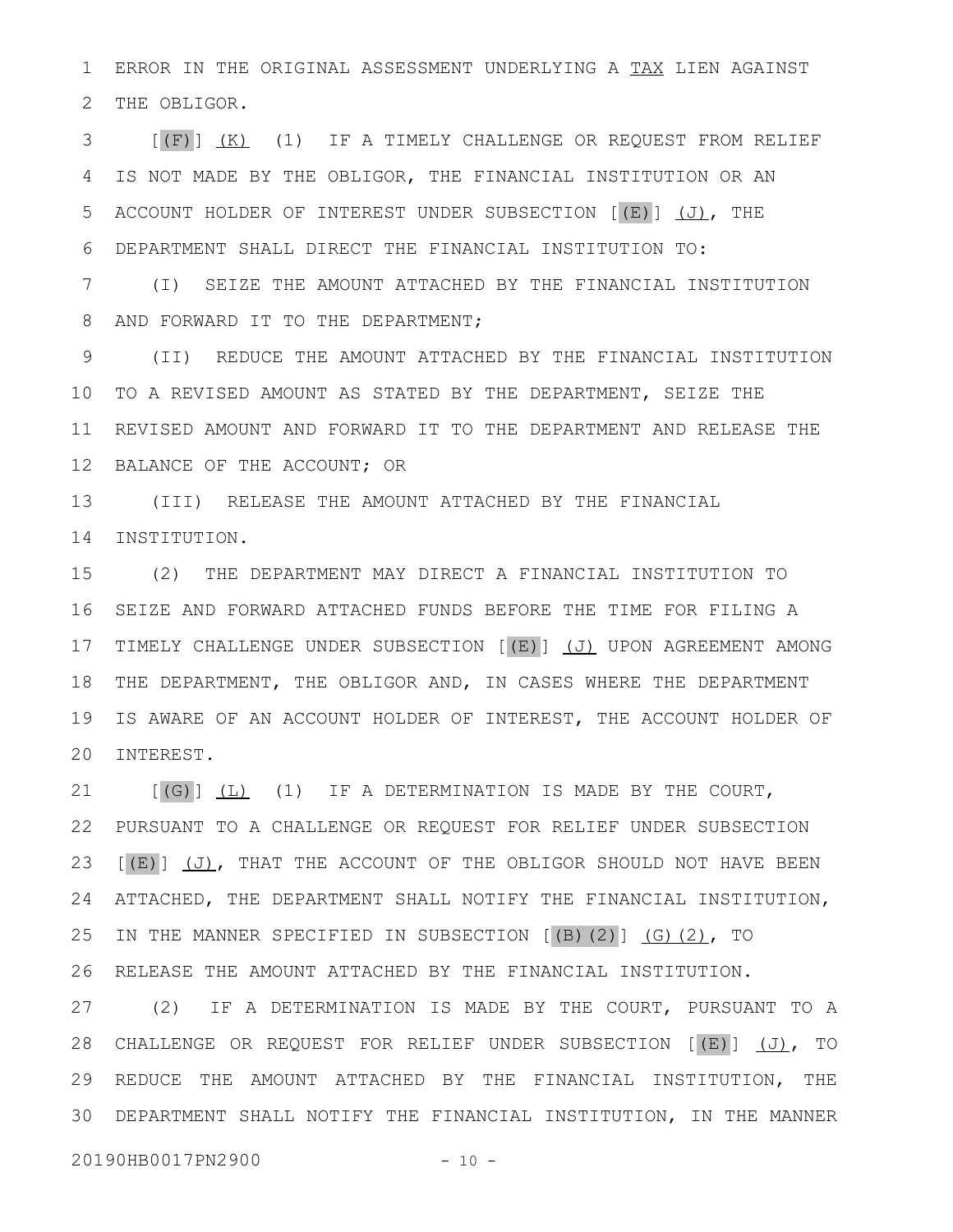ERROR IN THE ORIGINAL ASSESSMENT UNDERLYING A TAX LIEN AGAINST THE OBLIGOR.

[(F)] (K) (1) IF A TIMELY CHALLENGE OR REQUEST FROM RELIEF IS NOT MADE BY THE OBLIGOR, THE FINANCIAL INSTITUTION OR AN ACCOUNT HOLDER OF INTEREST UNDER SUBSECTION [(E)] (J), THE DEPARTMENT SHALL DIRECT THE FINANCIAL INSTITUTION TO:

(I) SEIZE THE AMOUNT ATTACHED BY THE FINANCIAL INSTITUTION AND FORWARD IT TO THE DEPARTMENT;

(II) REDUCE THE AMOUNT ATTACHED BY THE FINANCIAL INSTITUTION TO A REVISED AMOUNT AS STATED BY THE DEPARTMENT, SEIZE THE REVISED AMOUNT AND FORWARD IT TO THE DEPARTMENT AND RELEASE THE BALANCE OF THE ACCOUNT; OR

(III) RELEASE THE AMOUNT ATTACHED BY THE FINANCIAL INSTITUTION.

(2) THE DEPARTMENT MAY DIRECT A FINANCIAL INSTITUTION TO SEIZE AND FORWARD ATTACHED FUNDS BEFORE THE TIME FOR FILING A TIMELY CHALLENGE UNDER SUBSECTION [(E)] (J) UPON AGREEMENT AMONG THE DEPARTMENT, THE OBLIGOR AND, IN CASES WHERE THE DEPARTMENT IS AWARE OF AN ACCOUNT HOLDER OF INTEREST, THE ACCOUNT HOLDER OF INTEREST.

[(G)] (L) (1) IF A DETERMINATION IS MADE BY THE COURT, PURSUANT TO A CHALLENGE OR REQUEST FOR RELIEF UNDER SUBSECTION [(E)] (J), THAT THE ACCOUNT OF THE OBLIGOR SHOULD NOT HAVE BEEN ATTACHED, THE DEPARTMENT SHALL NOTIFY THE FINANCIAL INSTITUTION, IN THE MANNER SPECIFIED IN SUBSECTION [(B)(2)] (G)(2), TO RELEASE THE AMOUNT ATTACHED BY THE FINANCIAL INSTITUTION.

(2) IF A DETERMINATION IS MADE BY THE COURT, PURSUANT TO A CHALLENGE OR REQUEST FOR RELIEF UNDER SUBSECTION [(E)] (J), TO REDUCE THE AMOUNT ATTACHED BY THE FINANCIAL INSTITUTION, THE DEPARTMENT SHALL NOTIFY THE FINANCIAL INSTITUTION, IN THE MANNER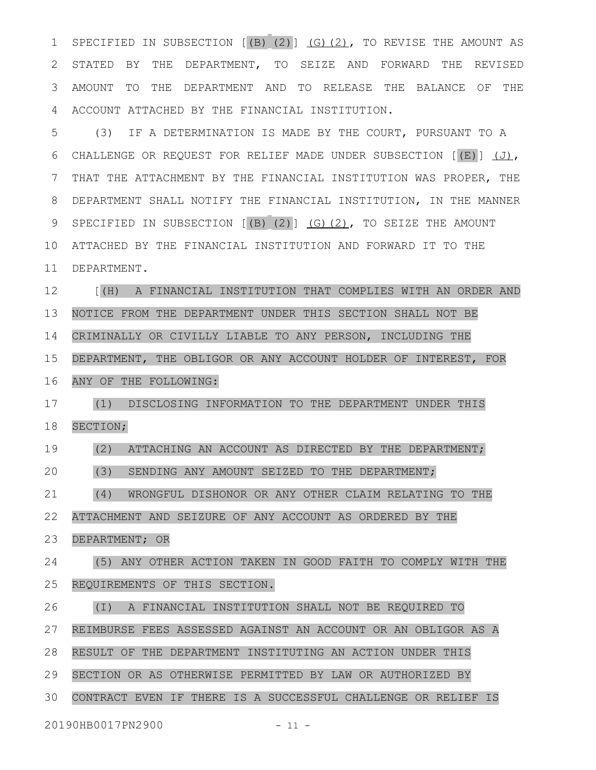SPECIFIED IN SUBSECTION [(B) (2)] (G)(2), TO REVISE THE AMOUNT AS STATED BY THE DEPARTMENT, TO SEIZE AND FORWARD THE REVISED AMOUNT TO THE DEPARTMENT AND TO RELEASE THE BALANCE OF THE ACCOUNT ATTACHED BY THE FINANCIAL INSTITUTION.

(3) IF A DETERMINATION IS MADE BY THE COURT, PURSUANT TO A CHALLENGE OR REQUEST FOR RELIEF MADE UNDER SUBSECTION [(E)] (J), THAT THE ATTACHMENT BY THE FINANCIAL INSTITUTION WAS PROPER, THE DEPARTMENT SHALL NOTIFY THE FINANCIAL INSTITUTION, IN THE MANNER SPECIFIED IN SUBSECTION [(B) (2)] (G)(2), TO SEIZE THE AMOUNT ATTACHED BY THE FINANCIAL INSTITUTION AND FORWARD IT TO THE DEPARTMENT.

[(H) A FINANCIAL INSTITUTION THAT COMPLIES WITH AN ORDER AND NOTICE FROM THE DEPARTMENT UNDER THIS SECTION SHALL NOT BE CRIMINALLY OR CIVILLY LIABLE TO ANY PERSON, INCLUDING THE DEPARTMENT, THE OBLIGOR OR ANY ACCOUNT HOLDER OF INTEREST, FOR ANY OF THE FOLLOWING:

(1) DISCLOSING INFORMATION TO THE DEPARTMENT UNDER THIS SECTION;

(2) ATTACHING AN ACCOUNT AS DIRECTED BY THE DEPARTMENT;

(3) SENDING ANY AMOUNT SEIZED TO THE DEPARTMENT;

(4) WRONGFUL DISHONOR OR ANY OTHER CLAIM RELATING TO THE ATTACHMENT AND SEIZURE OF ANY ACCOUNT AS ORDERED BY THE DEPARTMENT; OR

(5) ANY OTHER ACTION TAKEN IN GOOD FAITH TO COMPLY WITH THE REQUIREMENTS OF THIS SECTION.

(I) A FINANCIAL INSTITUTION SHALL NOT BE REQUIRED TO REIMBURSE FEES ASSESSED AGAINST AN ACCOUNT OR AN OBLIGOR AS A RESULT OF THE DEPARTMENT INSTITUTING AN ACTION UNDER THIS SECTION OR AS OTHERWISE PERMITTED BY LAW OR AUTHORIZED BY CONTRACT EVEN IF THERE IS A SUCCESSFUL CHALLENGE OR RELIEF IS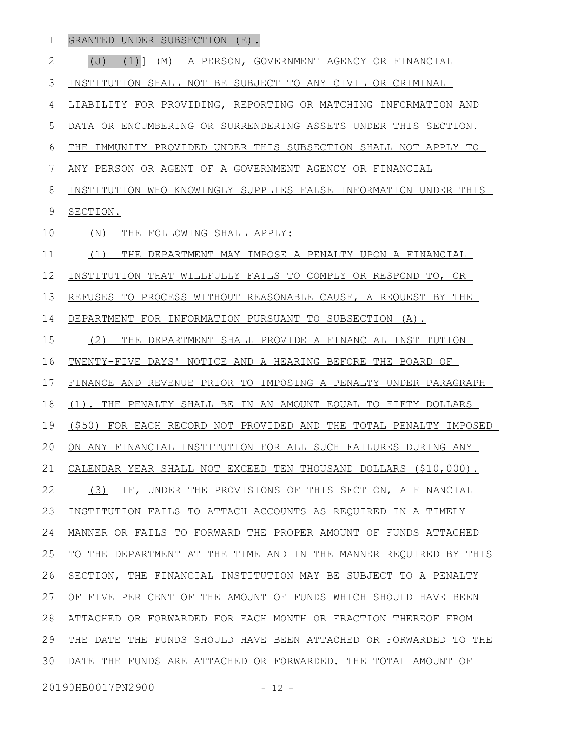GRANTED UNDER SUBSECTION (E).

(J) (1)] (M) A PERSON, GOVERNMENT AGENCY OR FINANCIAL INSTITUTION SHALL NOT BE SUBJECT TO ANY CIVIL OR CRIMINAL LIABILITY FOR PROVIDING, REPORTING OR MATCHING INFORMATION AND DATA OR ENCUMBERING OR SURRENDERING ASSETS UNDER THIS SECTION. THE IMMUNITY PROVIDED UNDER THIS SUBSECTION SHALL NOT APPLY TO ANY PERSON OR AGENT OF A GOVERNMENT AGENCY OR FINANCIAL INSTITUTION WHO KNOWINGLY SUPPLIES FALSE INFORMATION UNDER THIS SECTION.

(N) THE FOLLOWING SHALL APPLY:

(1) THE DEPARTMENT MAY IMPOSE A PENALTY UPON A FINANCIAL INSTITUTION THAT WILLFULLY FAILS TO COMPLY OR RESPOND TO, OR REFUSES TO PROCESS WITHOUT REASONABLE CAUSE, A REQUEST BY THE DEPARTMENT FOR INFORMATION PURSUANT TO SUBSECTION (A).

(2) THE DEPARTMENT SHALL PROVIDE A FINANCIAL INSTITUTION TWENTY-FIVE DAYS' NOTICE AND A HEARING BEFORE THE BOARD OF FINANCE AND REVENUE PRIOR TO IMPOSING A PENALTY UNDER PARAGRAPH (1). THE PENALTY SHALL BE IN AN AMOUNT EQUAL TO FIFTY DOLLARS ($50) FOR EACH RECORD NOT PROVIDED AND THE TOTAL PENALTY IMPOSED ON ANY FINANCIAL INSTITUTION FOR ALL SUCH FAILURES DURING ANY CALENDAR YEAR SHALL NOT EXCEED TEN THOUSAND DOLLARS ($10,000).

(3) IF, UNDER THE PROVISIONS OF THIS SECTION, A FINANCIAL INSTITUTION FAILS TO ATTACH ACCOUNTS AS REQUIRED IN A TIMELY MANNER OR FAILS TO FORWARD THE PROPER AMOUNT OF FUNDS ATTACHED TO THE DEPARTMENT AT THE TIME AND IN THE MANNER REQUIRED BY THIS SECTION, THE FINANCIAL INSTITUTION MAY BE SUBJECT TO A PENALTY OF FIVE PER CENT OF THE AMOUNT OF FUNDS WHICH SHOULD HAVE BEEN ATTACHED OR FORWARDED FOR EACH MONTH OR FRACTION THEREOF FROM THE DATE THE FUNDS SHOULD HAVE BEEN ATTACHED OR FORWARDED TO THE DATE THE FUNDS ARE ATTACHED OR FORWARDED. THE TOTAL AMOUNT OF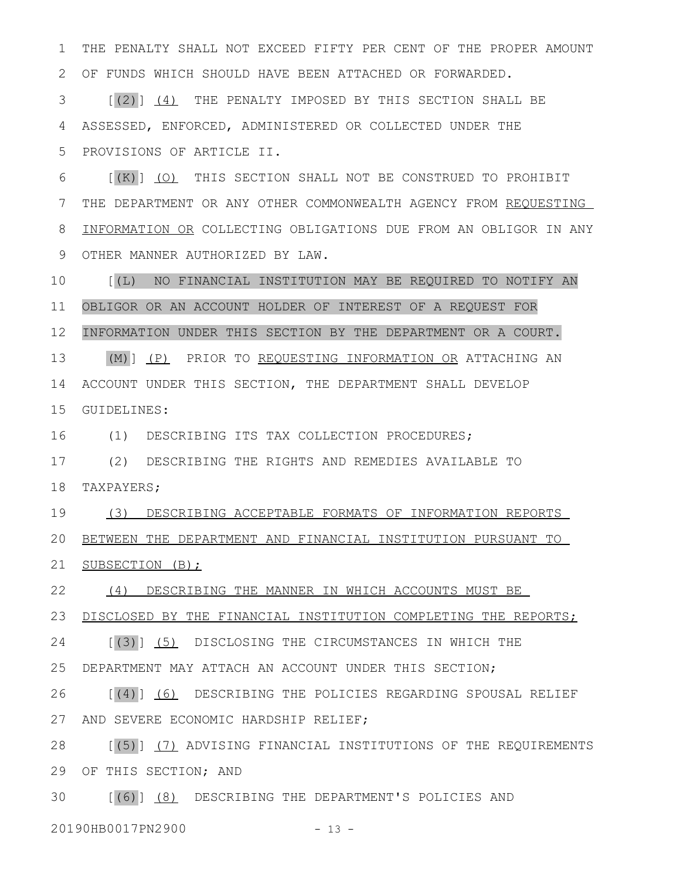THE PENALTY SHALL NOT EXCEED FIFTY PER CENT OF THE PROPER AMOUNT OF FUNDS WHICH SHOULD HAVE BEEN ATTACHED OR FORWARDED.

[(2)] (4) THE PENALTY IMPOSED BY THIS SECTION SHALL BE ASSESSED, ENFORCED, ADMINISTERED OR COLLECTED UNDER THE PROVISIONS OF ARTICLE II.

[(K)] (O) THIS SECTION SHALL NOT BE CONSTRUED TO PROHIBIT THE DEPARTMENT OR ANY OTHER COMMONWEALTH AGENCY FROM REQUESTING INFORMATION OR COLLECTING OBLIGATIONS DUE FROM AN OBLIGOR IN ANY OTHER MANNER AUTHORIZED BY LAW.

[(L) NO FINANCIAL INSTITUTION MAY BE REQUIRED TO NOTIFY AN OBLIGOR OR AN ACCOUNT HOLDER OF INTEREST OF A REQUEST FOR INFORMATION UNDER THIS SECTION BY THE DEPARTMENT OR A COURT.

(M)] (P) PRIOR TO REQUESTING INFORMATION OR ATTACHING AN ACCOUNT UNDER THIS SECTION, THE DEPARTMENT SHALL DEVELOP GUIDELINES:

(1) DESCRIBING ITS TAX COLLECTION PROCEDURES;

(2) DESCRIBING THE RIGHTS AND REMEDIES AVAILABLE TO TAXPAYERS;

(3) DESCRIBING ACCEPTABLE FORMATS OF INFORMATION REPORTS BETWEEN THE DEPARTMENT AND FINANCIAL INSTITUTION PURSUANT TO SUBSECTION (B);

(4) DESCRIBING THE MANNER IN WHICH ACCOUNTS MUST BE DISCLOSED BY THE FINANCIAL INSTITUTION COMPLETING THE REPORTS;

[(3)] (5) DISCLOSING THE CIRCUMSTANCES IN WHICH THE DEPARTMENT MAY ATTACH AN ACCOUNT UNDER THIS SECTION;

[(4)] (6) DESCRIBING THE POLICIES REGARDING SPOUSAL RELIEF AND SEVERE ECONOMIC HARDSHIP RELIEF;

[(5)] (7) ADVISING FINANCIAL INSTITUTIONS OF THE REQUIREMENTS OF THIS SECTION; AND

[(6)] (8) DESCRIBING THE DEPARTMENT'S POLICIES AND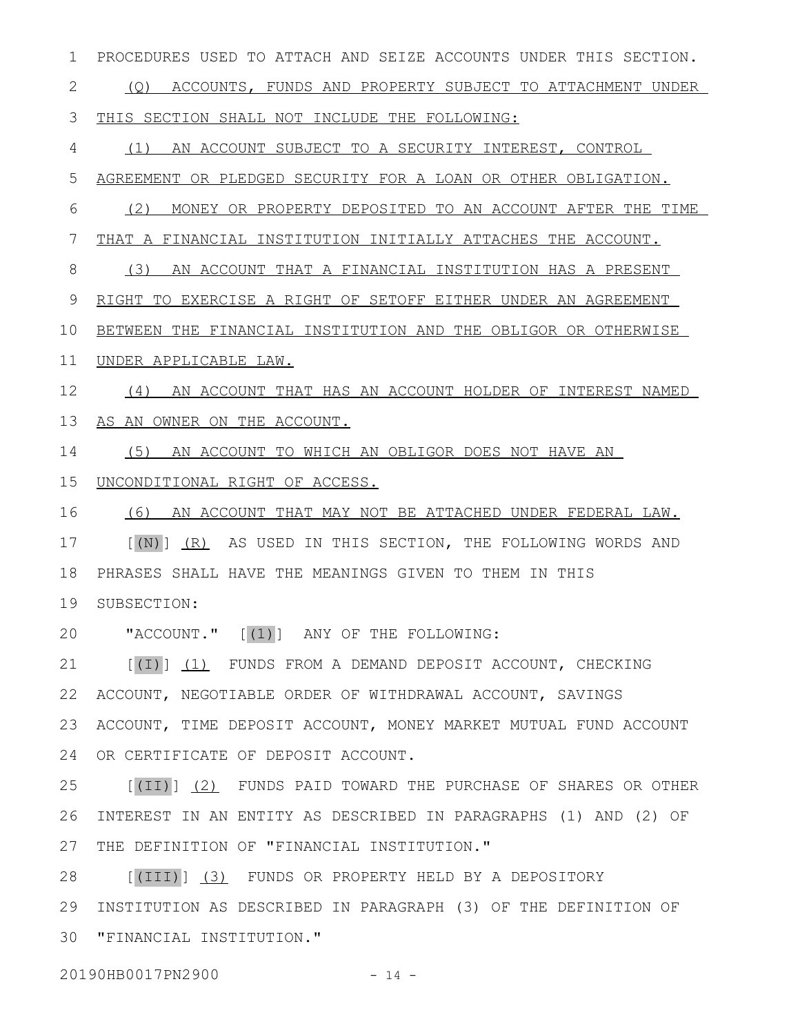PROCEDURES USED TO ATTACH AND SEIZE ACCOUNTS UNDER THIS SECTION.

(Q) ACCOUNTS, FUNDS AND PROPERTY SUBJECT TO ATTACHMENT UNDER THIS SECTION SHALL NOT INCLUDE THE FOLLOWING:

(1) AN ACCOUNT SUBJECT TO A SECURITY INTEREST, CONTROL AGREEMENT OR PLEDGED SECURITY FOR A LOAN OR OTHER OBLIGATION.

(2) MONEY OR PROPERTY DEPOSITED TO AN ACCOUNT AFTER THE TIME THAT A FINANCIAL INSTITUTION INITIALLY ATTACHES THE ACCOUNT.

(3) AN ACCOUNT THAT A FINANCIAL INSTITUTION HAS A PRESENT RIGHT TO EXERCISE A RIGHT OF SETOFF EITHER UNDER AN AGREEMENT BETWEEN THE FINANCIAL INSTITUTION AND THE OBLIGOR OR OTHERWISE UNDER APPLICABLE LAW.

(4) AN ACCOUNT THAT HAS AN ACCOUNT HOLDER OF INTEREST NAMED AS AN OWNER ON THE ACCOUNT.

(5) AN ACCOUNT TO WHICH AN OBLIGOR DOES NOT HAVE AN UNCONDITIONAL RIGHT OF ACCESS.

(6) AN ACCOUNT THAT MAY NOT BE ATTACHED UNDER FEDERAL LAW.

[(N)] (R) AS USED IN THIS SECTION, THE FOLLOWING WORDS AND PHRASES SHALL HAVE THE MEANINGS GIVEN TO THEM IN THIS SUBSECTION:

"ACCOUNT." [(1)] ANY OF THE FOLLOWING:

[(I)] (1) FUNDS FROM A DEMAND DEPOSIT ACCOUNT, CHECKING ACCOUNT, NEGOTIABLE ORDER OF WITHDRAWAL ACCOUNT, SAVINGS ACCOUNT, TIME DEPOSIT ACCOUNT, MONEY MARKET MUTUAL FUND ACCOUNT OR CERTIFICATE OF DEPOSIT ACCOUNT.

[(II)] (2) FUNDS PAID TOWARD THE PURCHASE OF SHARES OR OTHER INTEREST IN AN ENTITY AS DESCRIBED IN PARAGRAPHS (1) AND (2) OF THE DEFINITION OF "FINANCIAL INSTITUTION."

[(III)] (3) FUNDS OR PROPERTY HELD BY A DEPOSITORY INSTITUTION AS DESCRIBED IN PARAGRAPH (3) OF THE DEFINITION OF "FINANCIAL INSTITUTION."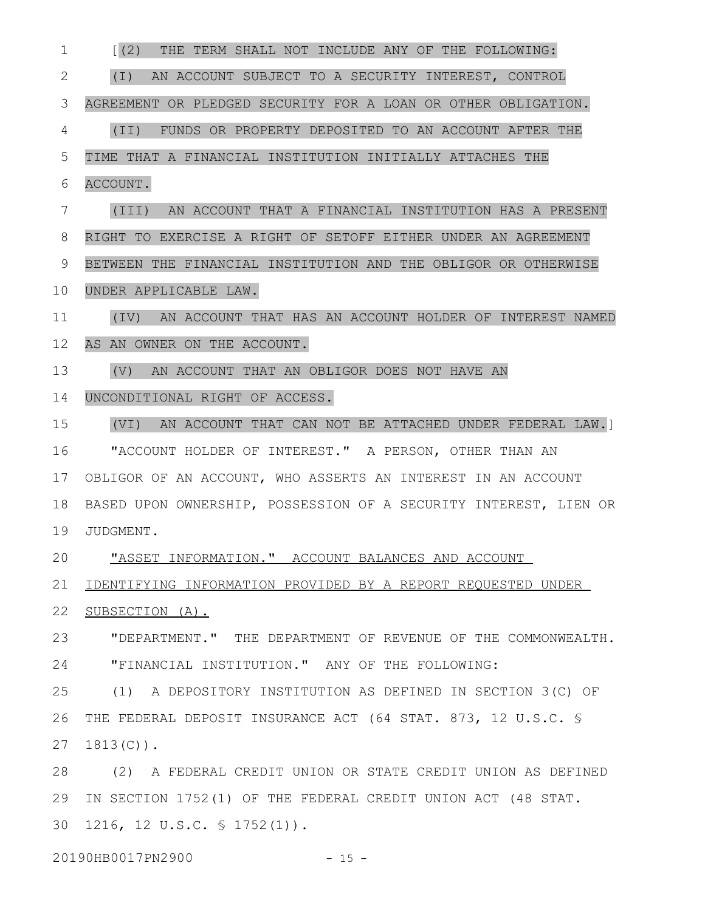[(2) THE TERM SHALL NOT INCLUDE ANY OF THE FOLLOWING:

(I) AN ACCOUNT SUBJECT TO A SECURITY INTEREST, CONTROL AGREEMENT OR PLEDGED SECURITY FOR A LOAN OR OTHER OBLIGATION.

(II) FUNDS OR PROPERTY DEPOSITED TO AN ACCOUNT AFTER THE TIME THAT A FINANCIAL INSTITUTION INITIALLY ATTACHES THE ACCOUNT.

(III) AN ACCOUNT THAT A FINANCIAL INSTITUTION HAS A PRESENT RIGHT TO EXERCISE A RIGHT OF SETOFF EITHER UNDER AN AGREEMENT BETWEEN THE FINANCIAL INSTITUTION AND THE OBLIGOR OR OTHERWISE UNDER APPLICABLE LAW.

(IV) AN ACCOUNT THAT HAS AN ACCOUNT HOLDER OF INTEREST NAMED AS AN OWNER ON THE ACCOUNT.

(V) AN ACCOUNT THAT AN OBLIGOR DOES NOT HAVE AN UNCONDITIONAL RIGHT OF ACCESS.

(VI) AN ACCOUNT THAT CAN NOT BE ATTACHED UNDER FEDERAL LAW.]

"ACCOUNT HOLDER OF INTEREST." A PERSON, OTHER THAN AN OBLIGOR OF AN ACCOUNT, WHO ASSERTS AN INTEREST IN AN ACCOUNT BASED UPON OWNERSHIP, POSSESSION OF A SECURITY INTEREST, LIEN OR JUDGMENT.

<u>"ASSET INFORMATION." ACCOUNT BALANCES AND ACCOUNT IDENTIFYING INFORMATION PROVIDED BY A REPORT REQUESTED UNDER SUBSECTION (A).</u>

"DEPARTMENT." THE DEPARTMENT OF REVENUE OF THE COMMONWEALTH.

"FINANCIAL INSTITUTION." ANY OF THE FOLLOWING:

(1) A DEPOSITORY INSTITUTION AS DEFINED IN SECTION 3(C) OF THE FEDERAL DEPOSIT INSURANCE ACT (64 STAT. 873, 12 U.S.C. § 1813(C)).

(2) A FEDERAL CREDIT UNION OR STATE CREDIT UNION AS DEFINED IN SECTION 1752(1) OF THE FEDERAL CREDIT UNION ACT (48 STAT. 1216, 12 U.S.C. § 1752(1)).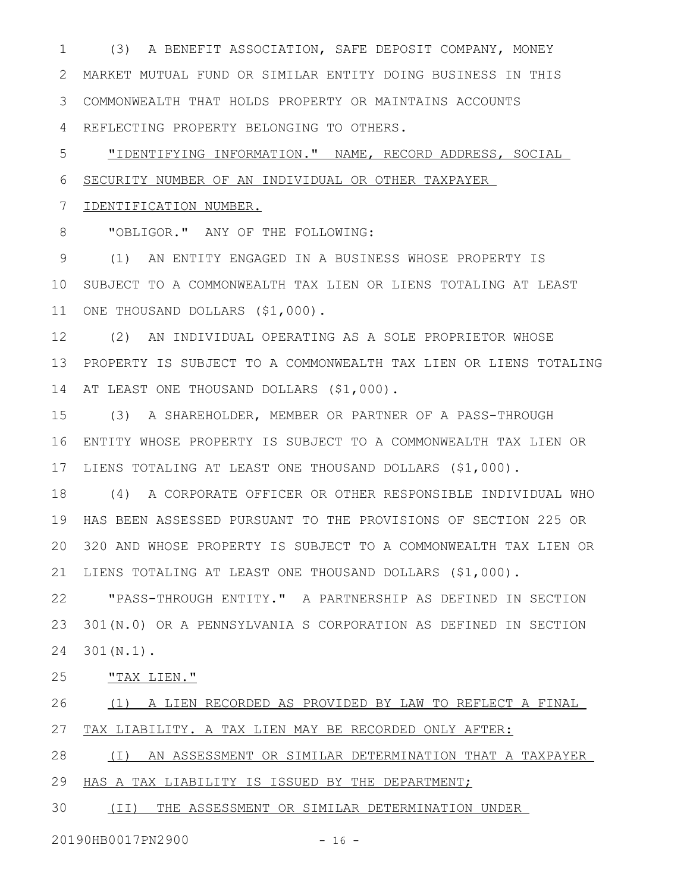(3) A BENEFIT ASSOCIATION, SAFE DEPOSIT COMPANY, MONEY MARKET MUTUAL FUND OR SIMILAR ENTITY DOING BUSINESS IN THIS COMMONWEALTH THAT HOLDS PROPERTY OR MAINTAINS ACCOUNTS REFLECTING PROPERTY BELONGING TO OTHERS.

"IDENTIFYING INFORMATION." NAME, RECORD ADDRESS, SOCIAL SECURITY NUMBER OF AN INDIVIDUAL OR OTHER TAXPAYER IDENTIFICATION NUMBER.

"OBLIGOR." ANY OF THE FOLLOWING:

(1) AN ENTITY ENGAGED IN A BUSINESS WHOSE PROPERTY IS SUBJECT TO A COMMONWEALTH TAX LIEN OR LIENS TOTALING AT LEAST ONE THOUSAND DOLLARS ($1,000).

(2) AN INDIVIDUAL OPERATING AS A SOLE PROPRIETOR WHOSE PROPERTY IS SUBJECT TO A COMMONWEALTH TAX LIEN OR LIENS TOTALING AT LEAST ONE THOUSAND DOLLARS ($1,000).

(3) A SHAREHOLDER, MEMBER OR PARTNER OF A PASS-THROUGH ENTITY WHOSE PROPERTY IS SUBJECT TO A COMMONWEALTH TAX LIEN OR LIENS TOTALING AT LEAST ONE THOUSAND DOLLARS ($1,000).

(4) A CORPORATE OFFICER OR OTHER RESPONSIBLE INDIVIDUAL WHO HAS BEEN ASSESSED PURSUANT TO THE PROVISIONS OF SECTION 225 OR 320 AND WHOSE PROPERTY IS SUBJECT TO A COMMONWEALTH TAX LIEN OR LIENS TOTALING AT LEAST ONE THOUSAND DOLLARS ($1,000).

"PASS-THROUGH ENTITY." A PARTNERSHIP AS DEFINED IN SECTION 301(N.0) OR A PENNSYLVANIA S CORPORATION AS DEFINED IN SECTION 301(N.1).

"TAX LIEN."

(1) A LIEN RECORDED AS PROVIDED BY LAW TO REFLECT A FINAL TAX LIABILITY. A TAX LIEN MAY BE RECORDED ONLY AFTER:

(I) AN ASSESSMENT OR SIMILAR DETERMINATION THAT A TAXPAYER HAS A TAX LIABILITY IS ISSUED BY THE DEPARTMENT;

(II) THE ASSESSMENT OR SIMILAR DETERMINATION UNDER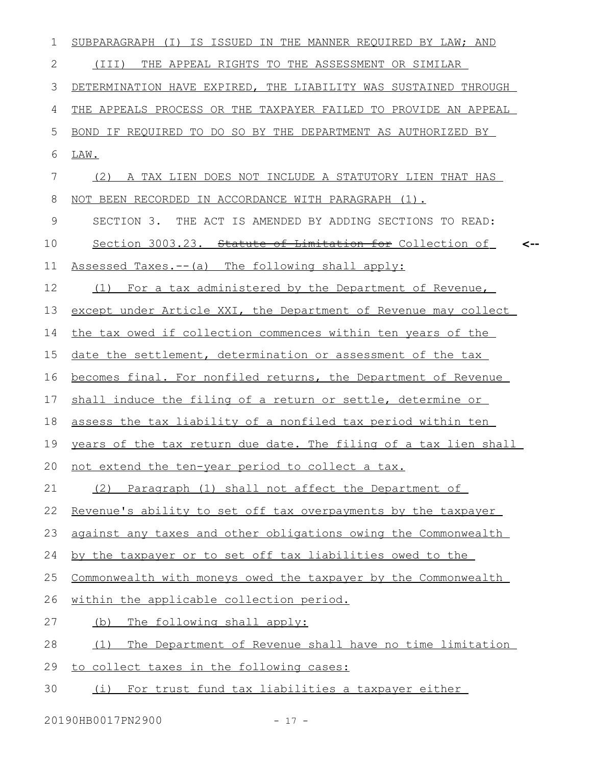SUBPARAGRAPH (I) IS ISSUED IN THE MANNER REQUIRED BY LAW; AND

(III) THE APPEAL RIGHTS TO THE ASSESSMENT OR SIMILAR DETERMINATION HAVE EXPIRED, THE LIABILITY WAS SUSTAINED THROUGH THE APPEALS PROCESS OR THE TAXPAYER FAILED TO PROVIDE AN APPEAL BOND IF REQUIRED TO DO SO BY THE DEPARTMENT AS AUTHORIZED BY LAW.

(2) A TAX LIEN DOES NOT INCLUDE A STATUTORY LIEN THAT HAS NOT BEEN RECORDED IN ACCORDANCE WITH PARAGRAPH (1).

SECTION 3. THE ACT IS AMENDED BY ADDING SECTIONS TO READ:

Section 3003.23. ~~Statute of Limitation for~~ Collection of Assessed Taxes.--(a) The following shall apply:

(1) For a tax administered by the Department of Revenue, except under Article XXI, the Department of Revenue may collect the tax owed if collection commences within ten years of the date the settlement, determination or assessment of the tax becomes final. For nonfiled returns, the Department of Revenue shall induce the filing of a return or settle, determine or assess the tax liability of a nonfiled tax period within ten years of the tax return due date. The filing of a tax lien shall not extend the ten-year period to collect a tax.

(2) Paragraph (1) shall not affect the Department of Revenue's ability to set off tax overpayments by the taxpayer against any taxes and other obligations owing the Commonwealth by the taxpayer or to set off tax liabilities owed to the Commonwealth with moneys owed the taxpayer by the Commonwealth within the applicable collection period.

(b) The following shall apply:

(1) The Department of Revenue shall have no time limitation to collect taxes in the following cases:

(i) For trust fund tax liabilities a taxpayer either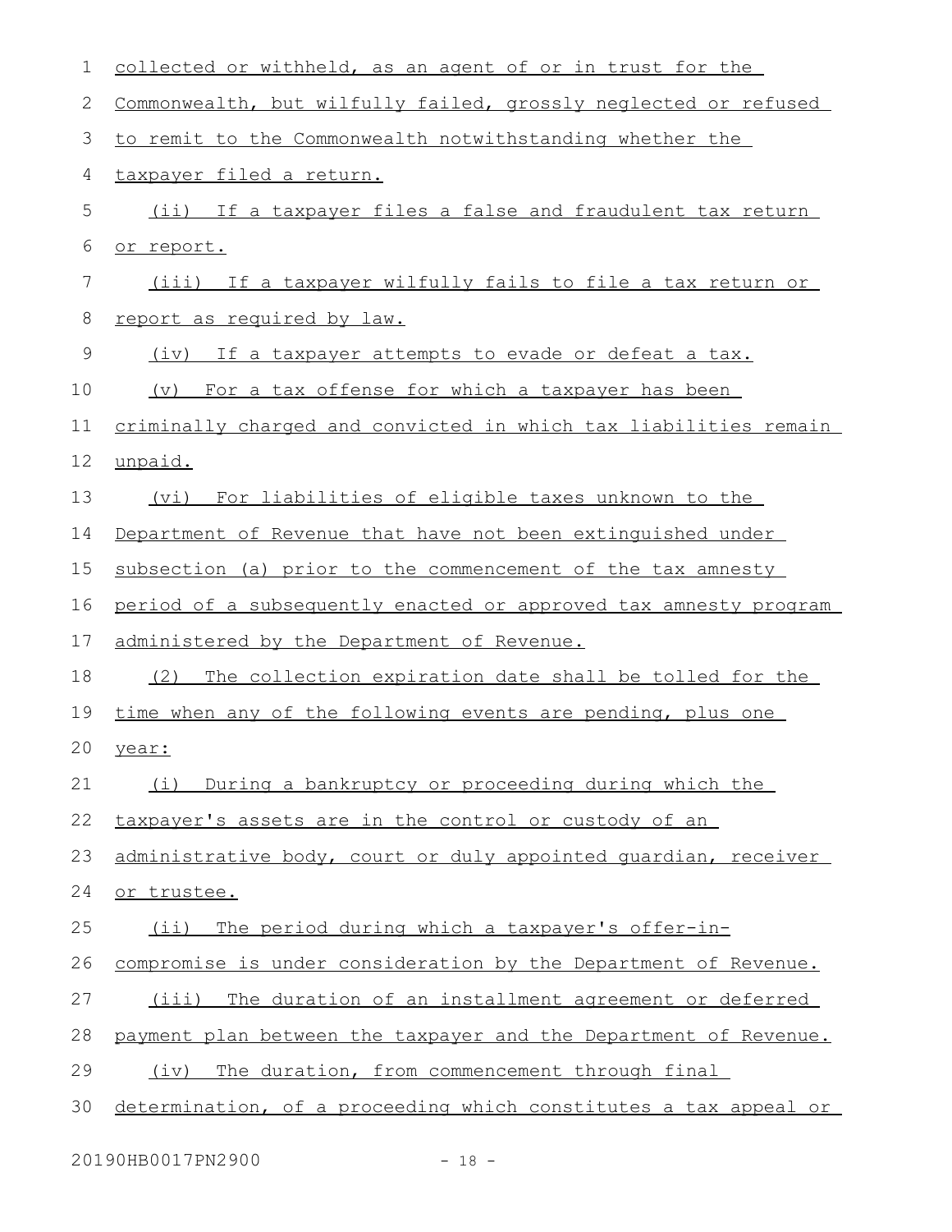collected or withheld, as an agent of or in trust for the Commonwealth, but wilfully failed, grossly neglected or refused to remit to the Commonwealth notwithstanding whether the taxpayer filed a return.

(ii) If a taxpayer files a false and fraudulent tax return or report.

(iii) If a taxpayer wilfully fails to file a tax return or report as required by law.

(iv) If a taxpayer attempts to evade or defeat a tax.

(v) For a tax offense for which a taxpayer has been criminally charged and convicted in which tax liabilities remain unpaid.

(vi) For liabilities of eligible taxes unknown to the Department of Revenue that have not been extinguished under subsection (a) prior to the commencement of the tax amnesty period of a subsequently enacted or approved tax amnesty program administered by the Department of Revenue.

(2) The collection expiration date shall be tolled for the time when any of the following events are pending, plus one year:

(i) During a bankruptcy or proceeding during which the taxpayer's assets are in the control or custody of an administrative body, court or duly appointed guardian, receiver or trustee.

(ii) The period during which a taxpayer's offer-in-compromise is under consideration by the Department of Revenue.

(iii) The duration of an installment agreement or deferred payment plan between the taxpayer and the Department of Revenue.

(iv) The duration, from commencement through final determination, of a proceeding which constitutes a tax appeal or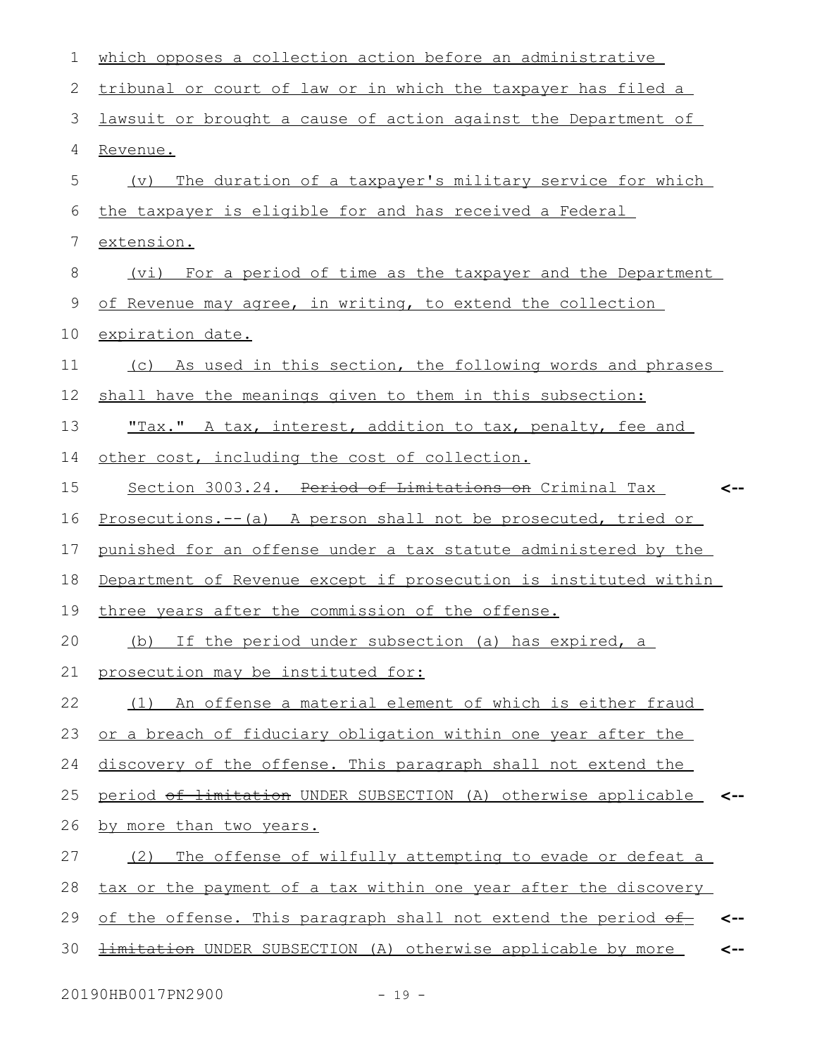which opposes a collection action before an administrative tribunal or court of law or in which the taxpayer has filed a lawsuit or brought a cause of action against the Department of Revenue.

(v) The duration of a taxpayer's military service for which the taxpayer is eligible for and has received a Federal extension.

(vi) For a period of time as the taxpayer and the Department of Revenue may agree, in writing, to extend the collection expiration date.

(c) As used in this section, the following words and phrases shall have the meanings given to them in this subsection:

"Tax." A tax, interest, addition to tax, penalty, fee and other cost, including the cost of collection.

Section 3003.24. ~~Period of Limitations on~~ Criminal Tax Prosecutions.--(a) A person shall not be prosecuted, tried or punished for an offense under a tax statute administered by the Department of Revenue except if prosecution is instituted within three years after the commission of the offense.

(b) If the period under subsection (a) has expired, a prosecution may be instituted for:

(1) An offense a material element of which is either fraud or a breach of fiduciary obligation within one year after the discovery of the offense. This paragraph shall not extend the period ~~of limitation~~ UNDER SUBSECTION (A) otherwise applicable by more than two years.

(2) The offense of wilfully attempting to evade or defeat a tax or the payment of a tax within one year after the discovery of the offense. This paragraph shall not extend the period ~~of limitation~~ UNDER SUBSECTION (A) otherwise applicable by more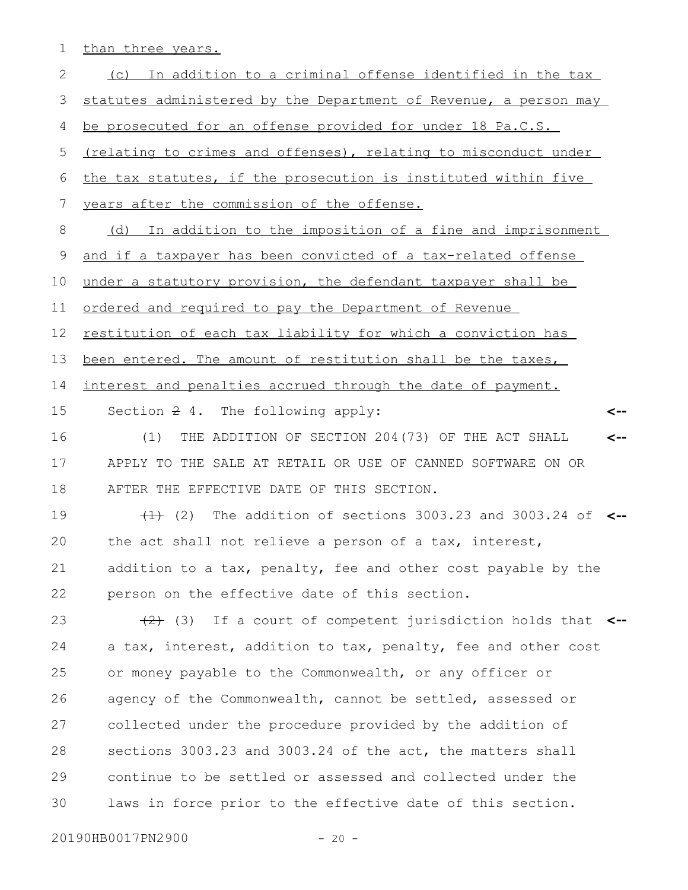than three years.

(c) In addition to a criminal offense identified in the tax statutes administered by the Department of Revenue, a person may be prosecuted for an offense provided for under 18 Pa.C.S. (relating to crimes and offenses), relating to misconduct under the tax statutes, if the prosecution is instituted within five years after the commission of the offense.

(d) In addition to the imposition of a fine and imprisonment and if a taxpayer has been convicted of a tax-related offense under a statutory provision, the defendant taxpayer shall be ordered and required to pay the Department of Revenue restitution of each tax liability for which a conviction has been entered. The amount of restitution shall be the taxes, interest and penalties accrued through the date of payment.

Section ~~2~~ 4. The following apply:

(1) THE ADDITION OF SECTION 204(73) OF THE ACT SHALL APPLY TO THE SALE AT RETAIL OR USE OF CANNED SOFTWARE ON OR AFTER THE EFFECTIVE DATE OF THIS SECTION.

~~(1)~~ (2) The addition of sections 3003.23 and 3003.24 of the act shall not relieve a person of a tax, interest, addition to a tax, penalty, fee and other cost payable by the person on the effective date of this section.

~~(2)~~ (3) If a court of competent jurisdiction holds that a tax, interest, addition to tax, penalty, fee and other cost or money payable to the Commonwealth, or any officer or agency of the Commonwealth, cannot be settled, assessed or collected under the procedure provided by the addition of sections 3003.23 and 3003.24 of the act, the matters shall continue to be settled or assessed and collected under the laws in force prior to the effective date of this section.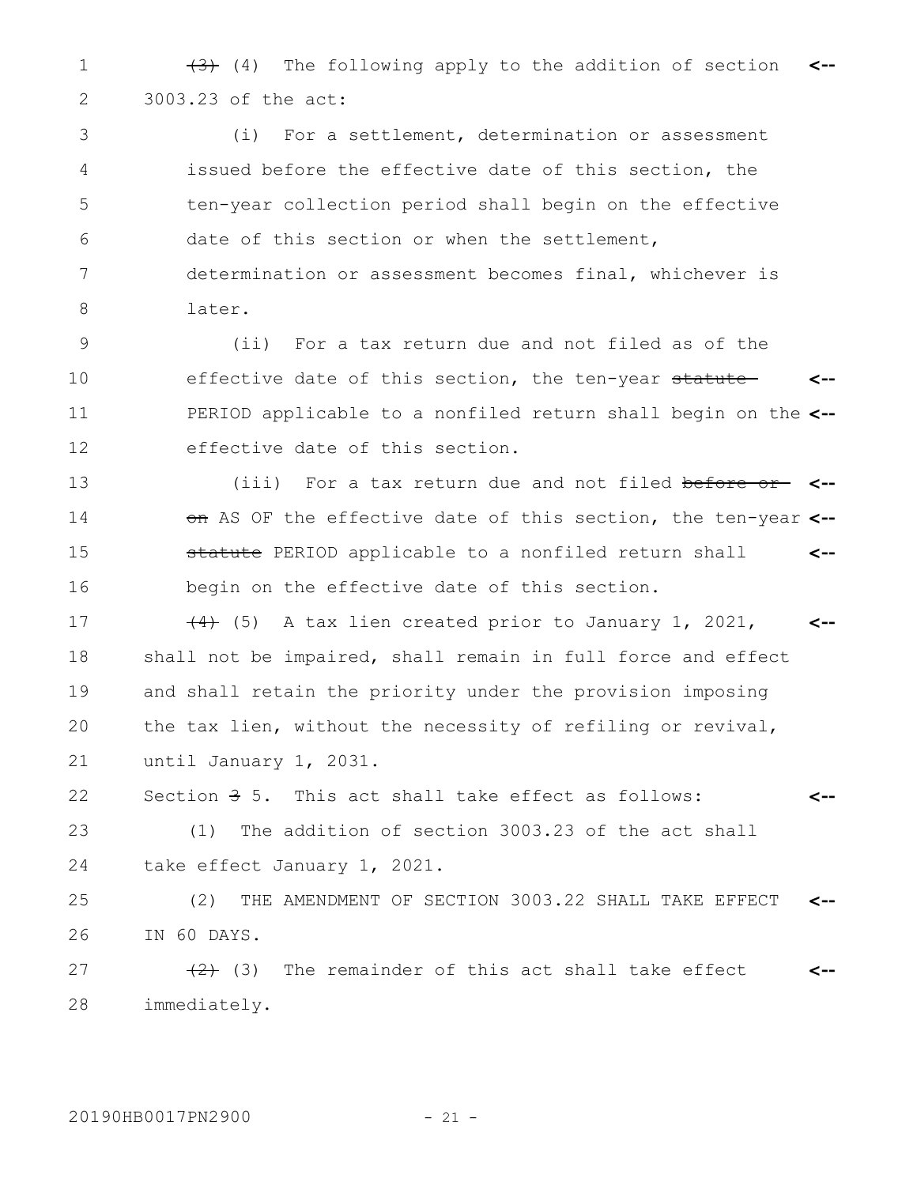~~(3)~~ (4) The following apply to the addition of section 3003.23 of the act:

(i) For a settlement, determination or assessment issued before the effective date of this section, the ten-year collection period shall begin on the effective date of this section or when the settlement, determination or assessment becomes final, whichever is later.

(ii) For a tax return due and not filed as of the effective date of this section, the ten-year ~~statute~~ PERIOD applicable to a nonfiled return shall begin on the effective date of this section.

(iii) For a tax return due and not filed ~~before or on~~ AS OF the effective date of this section, the ten-year ~~statute~~ PERIOD applicable to a nonfiled return shall begin on the effective date of this section.

~~(4)~~ (5) A tax lien created prior to January 1, 2021, shall not be impaired, shall remain in full force and effect and shall retain the priority under the provision imposing the tax lien, without the necessity of refiling or revival, until January 1, 2031.

Section ~~3~~ 5. This act shall take effect as follows:

(1) The addition of section 3003.23 of the act shall take effect January 1, 2021.

(2) THE AMENDMENT OF SECTION 3003.22 SHALL TAKE EFFECT IN 60 DAYS.

~~(2)~~ (3) The remainder of this act shall take effect immediately.

20190HB0017PN2900